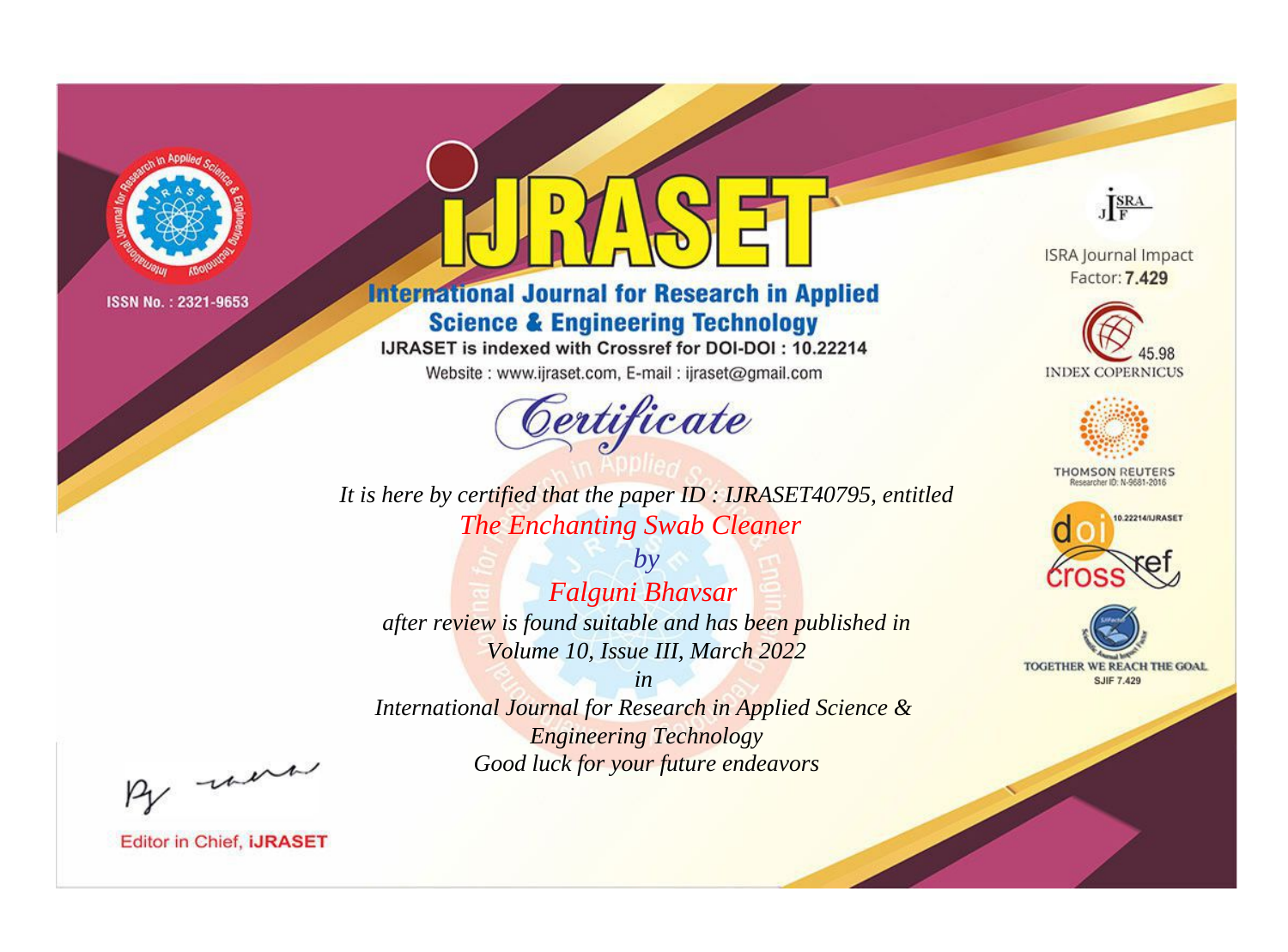ISSN No. : 2321-9653

# iJRASET

## International Journal for Research in Applied Science & Engineering Technology

IJRASET is indexed with Crossref for DOI-DOI : 10.22214

Website : www.ijraset.com, E-mail : ijraset@gmail.com

# Certificate

*It is here by certified that the paper ID : IJRASET40795, entitled*

*The Enchanting Swab Cleaner*

*by*

*Falguni Bhavsar*

*after review is found suitable and has been published in*

*Volume 10, Issue III, March 2022*

*in*

*International Journal for Research in Applied Science & Engineering Technology*

*Good luck for your future endeavors*

ISRA Journal Impact Factor: **7.429**

45.98 INDEX COPERNICUS

THOMSON REUTERS Researcher ID: N-9681-2016

10.22214/IJRASET crossref

TOGETHER WE REACH THE GOAL SJIF 7.429

Editor in Chief, **iJRASET**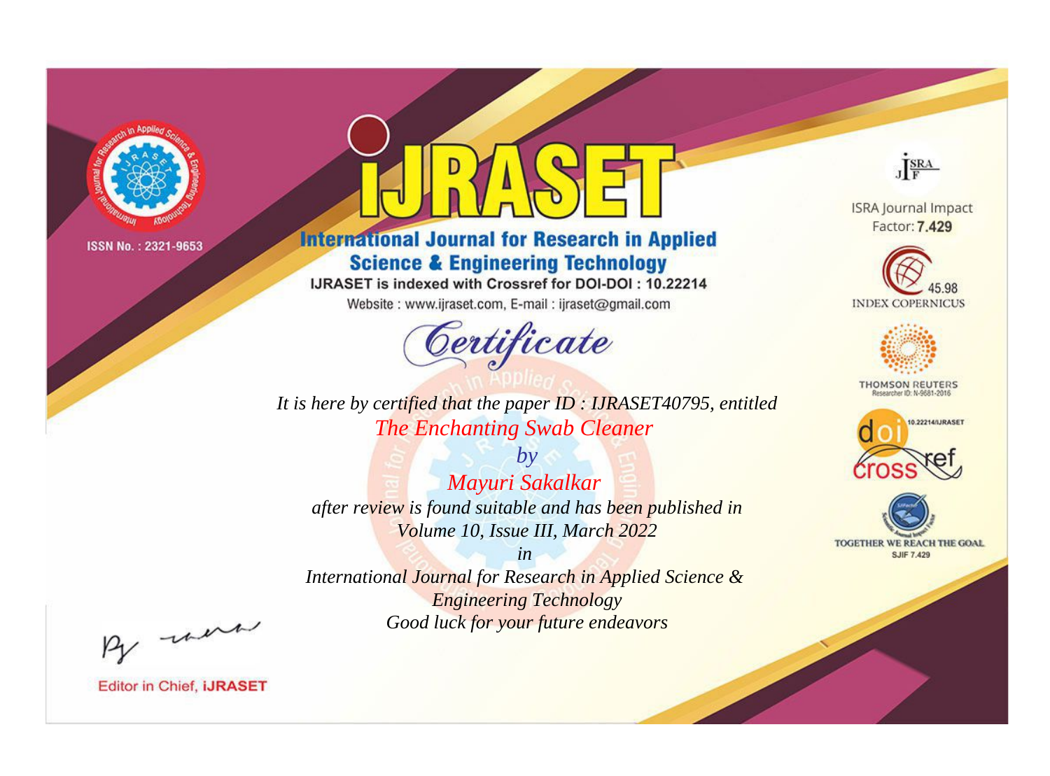ISSN No. : 2321-9653

# iJRASET

## International Journal for Research in Applied Science & Engineering Technology

IJRASET is indexed with Crossref for DOI-DOI : 10.22214

Website : www.ijraset.com, E-mail : ijraset@gmail.com

ISRA Journal Impact Factor: **7.429**

45.98 INDEX COPERNICUS

THOMSON REUTERS Researcher ID: N-9681-2016

10.22214/IJRASET

TOGETHER WE REACH THE GOAL SJIF 7.429

*Certificate*

*It is here by certified that the paper ID : IJRASET40795, entitled*

*The Enchanting Swab Cleaner*

*by*

*Mayuri Sakalkar*

*after review is found suitable and has been published in*

*Volume 10, Issue III, March 2022*

*in*

*International Journal for Research in Applied Science & Engineering Technology*

*Good luck for your future endeavors*

Editor in Chief, **iJRASET**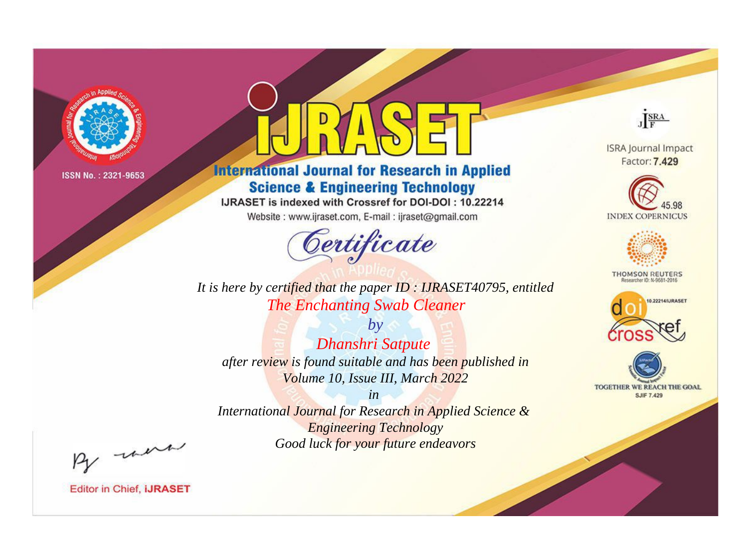ISSN No. : 2321-9653

# iJRASET

## International Journal for Research in Applied Science & Engineering Technology

IJRASET is indexed with Crossref for DOI-DOI : 10.22214

Website : www.ijraset.com, E-mail : ijraset@gmail.com

ISRA Journal Impact Factor: **7.429**

45.98 INDEX COPERNICUS

THOMSON REUTERS Researcher ID: N-9681-2016

10.22214/IJRASET

TOGETHER WE REACH THE GOAL SJIF 7.429

# *Certificate*

*It is here by certified that the paper ID : IJRASET40795, entitled*

*The Enchanting Swab Cleaner*

*by*

*Dhanshri Satpute*

*after review is found suitable and has been published in*

*Volume 10, Issue III, March 2022*

*in*

*International Journal for Research in Applied Science & Engineering Technology*

*Good luck for your future endeavors*

Editor in Chief, **iJRASET**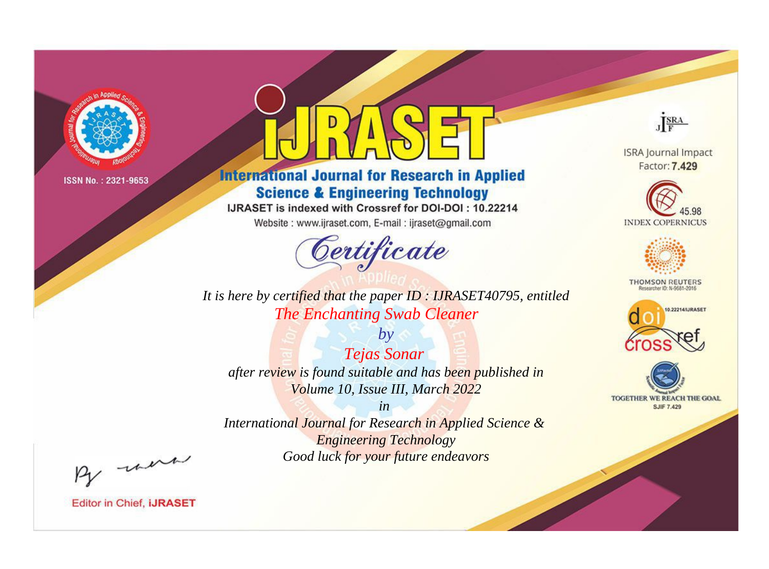ISSN No. : 2321-9653

# IJRASET

## International Journal for Research in Applied Science & Engineering Technology

IJRASET is indexed with Crossref for DOI-DOI : 10.22214

Website : www.ijraset.com, E-mail : ijraset@gmail.com

ISRA Journal Impact Factor: **7.429**

45.98 INDEX COPERNICUS

THOMSON REUTERS Researcher ID: N-9681-2016

10.22214/IJRASET

TOGETHER WE REACH THE GOAL SJIF 7.429

## Certificate

*It is here by certified that the paper ID : IJRASET40795, entitled*

*The Enchanting Swab Cleaner*

*by*

*Tejas Sonar*

*after review is found suitable and has been published in*

*Volume 10, Issue III, March 2022*

*in*

*International Journal for Research in Applied Science & Engineering Technology*

*Good luck for your future endeavors*

Editor in Chief, **iJRASET**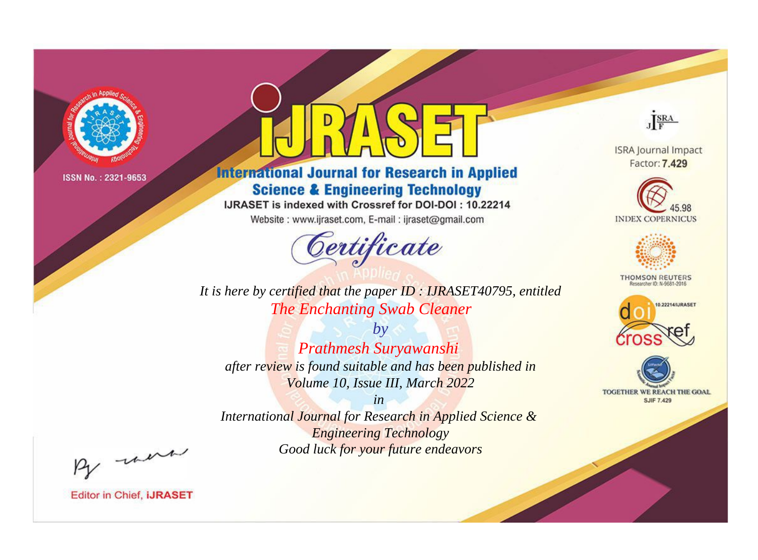ISSN No. : 2321-9653

# IJRASET

## International Journal for Research in Applied Science & Engineering Technology

IJRASET is indexed with Crossref for DOI-DOI : 10.22214

Website : www.ijraset.com, E-mail : ijraset@gmail.com

ISRA Journal Impact Factor: **7.429**

45.98 INDEX COPERNICUS

THOMSON REUTERS Researcher ID: N-9681-2016

10.22214/IJRASET

TOGETHER WE REACH THE GOAL SJIF 7.429

# *Certificate*

*It is here by certified that the paper ID : IJRASET40795, entitled*

*The Enchanting Swab Cleaner*

*by*

*Prathmesh Suryawanshi*

*after review is found suitable and has been published in*

*Volume 10, Issue III, March 2022*

*in*

*International Journal for Research in Applied Science & Engineering Technology*

*Good luck for your future endeavors*

Editor in Chief, **IJRASET**